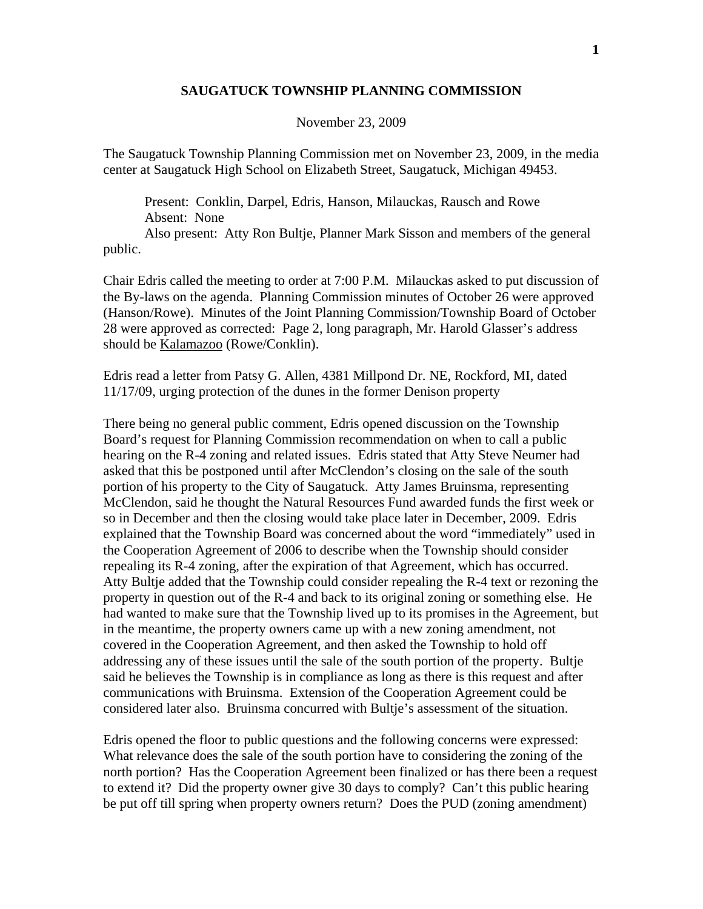# SAUGATUCK TOWNSHIP PLANNING COMMISSION

November 23, 2009

The Saugatuck Township Planning Commission met on November 23, 2009, in the media center at Saugatuck High School on Elizabeth Street, Saugatuck, Michigan 49453.

Present: Conklin, Darpel, Edris, Hanson, Milauckas, Rausch and Rowe
Absent: None
Also present: Atty Ron Bultje, Planner Mark Sisson and members of the general public.

Chair Edris called the meeting to order at 7:00 P.M. Milauckas asked to put discussion of the By-laws on the agenda. Planning Commission minutes of October 26 were approved (Hanson/Rowe). Minutes of the Joint Planning Commission/Township Board of October 28 were approved as corrected: Page 2, long paragraph, Mr. Harold Glasser's address should be Kalamazoo (Rowe/Conklin).

Edris read a letter from Patsy G. Allen, 4381 Millpond Dr. NE, Rockford, MI, dated 11/17/09, urging protection of the dunes in the former Denison property

There being no general public comment, Edris opened discussion on the Township Board's request for Planning Commission recommendation on when to call a public hearing on the R-4 zoning and related issues. Edris stated that Atty Steve Neumer had asked that this be postponed until after McClendon's closing on the sale of the south portion of his property to the City of Saugatuck. Atty James Bruinsma, representing McClendon, said he thought the Natural Resources Fund awarded funds the first week or so in December and then the closing would take place later in December, 2009. Edris explained that the Township Board was concerned about the word "immediately" used in the Cooperation Agreement of 2006 to describe when the Township should consider repealing its R-4 zoning, after the expiration of that Agreement, which has occurred. Atty Bultje added that the Township could consider repealing the R-4 text or rezoning the property in question out of the R-4 and back to its original zoning or something else. He had wanted to make sure that the Township lived up to its promises in the Agreement, but in the meantime, the property owners came up with a new zoning amendment, not covered in the Cooperation Agreement, and then asked the Township to hold off addressing any of these issues until the sale of the south portion of the property. Bultje said he believes the Township is in compliance as long as there is this request and after communications with Bruinsma. Extension of the Cooperation Agreement could be considered later also. Bruinsma concurred with Bultje's assessment of the situation.

Edris opened the floor to public questions and the following concerns were expressed: What relevance does the sale of the south portion have to considering the zoning of the north portion? Has the Cooperation Agreement been finalized or has there been a request to extend it? Did the property owner give 30 days to comply? Can't this public hearing be put off till spring when property owners return? Does the PUD (zoning amendment)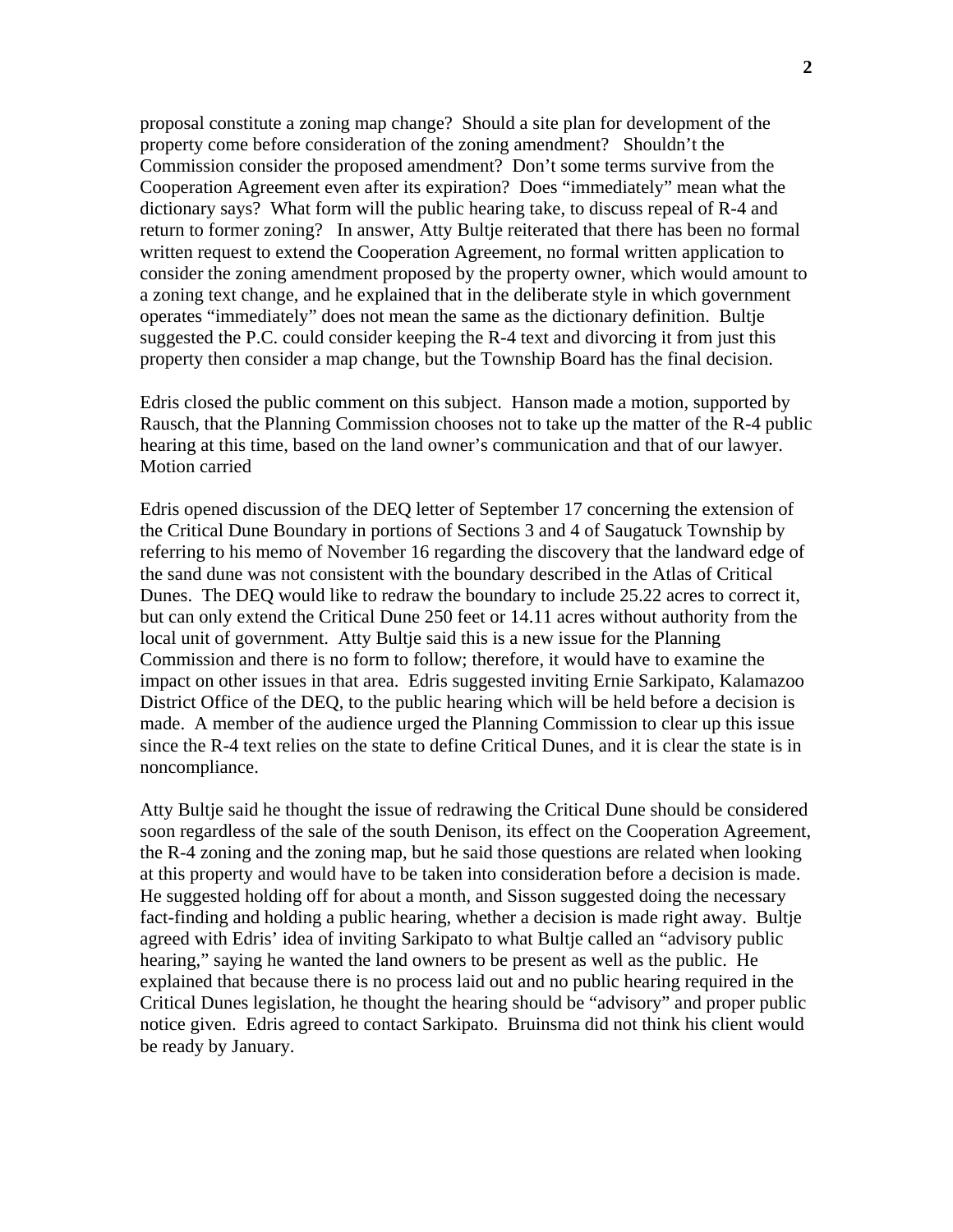proposal constitute a zoning map change? Should a site plan for development of the property come before consideration of the zoning amendment? Shouldn't the Commission consider the proposed amendment? Don't some terms survive from the Cooperation Agreement even after its expiration? Does "immediately" mean what the dictionary says? What form will the public hearing take, to discuss repeal of R-4 and return to former zoning? In answer, Atty Bultje reiterated that there has been no formal written request to extend the Cooperation Agreement, no formal written application to consider the zoning amendment proposed by the property owner, which would amount to a zoning text change, and he explained that in the deliberate style in which government operates "immediately" does not mean the same as the dictionary definition. Bultje suggested the P.C. could consider keeping the R-4 text and divorcing it from just this property then consider a map change, but the Township Board has the final decision.

Edris closed the public comment on this subject. Hanson made a motion, supported by Rausch, that the Planning Commission chooses not to take up the matter of the R-4 public hearing at this time, based on the land owner's communication and that of our lawyer. Motion carried

Edris opened discussion of the DEQ letter of September 17 concerning the extension of the Critical Dune Boundary in portions of Sections 3 and 4 of Saugatuck Township by referring to his memo of November 16 regarding the discovery that the landward edge of the sand dune was not consistent with the boundary described in the Atlas of Critical Dunes. The DEQ would like to redraw the boundary to include 25.22 acres to correct it, but can only extend the Critical Dune 250 feet or 14.11 acres without authority from the local unit of government. Atty Bultje said this is a new issue for the Planning Commission and there is no form to follow; therefore, it would have to examine the impact on other issues in that area. Edris suggested inviting Ernie Sarkipato, Kalamazoo District Office of the DEQ, to the public hearing which will be held before a decision is made. A member of the audience urged the Planning Commission to clear up this issue since the R-4 text relies on the state to define Critical Dunes, and it is clear the state is in noncompliance.

Atty Bultje said he thought the issue of redrawing the Critical Dune should be considered soon regardless of the sale of the south Denison, its effect on the Cooperation Agreement, the R-4 zoning and the zoning map, but he said those questions are related when looking at this property and would have to be taken into consideration before a decision is made. He suggested holding off for about a month, and Sisson suggested doing the necessary fact-finding and holding a public hearing, whether a decision is made right away. Bultje agreed with Edris' idea of inviting Sarkipato to what Bultje called an "advisory public hearing," saying he wanted the land owners to be present as well as the public. He explained that because there is no process laid out and no public hearing required in the Critical Dunes legislation, he thought the hearing should be "advisory" and proper public notice given. Edris agreed to contact Sarkipato. Bruinsma did not think his client would be ready by January.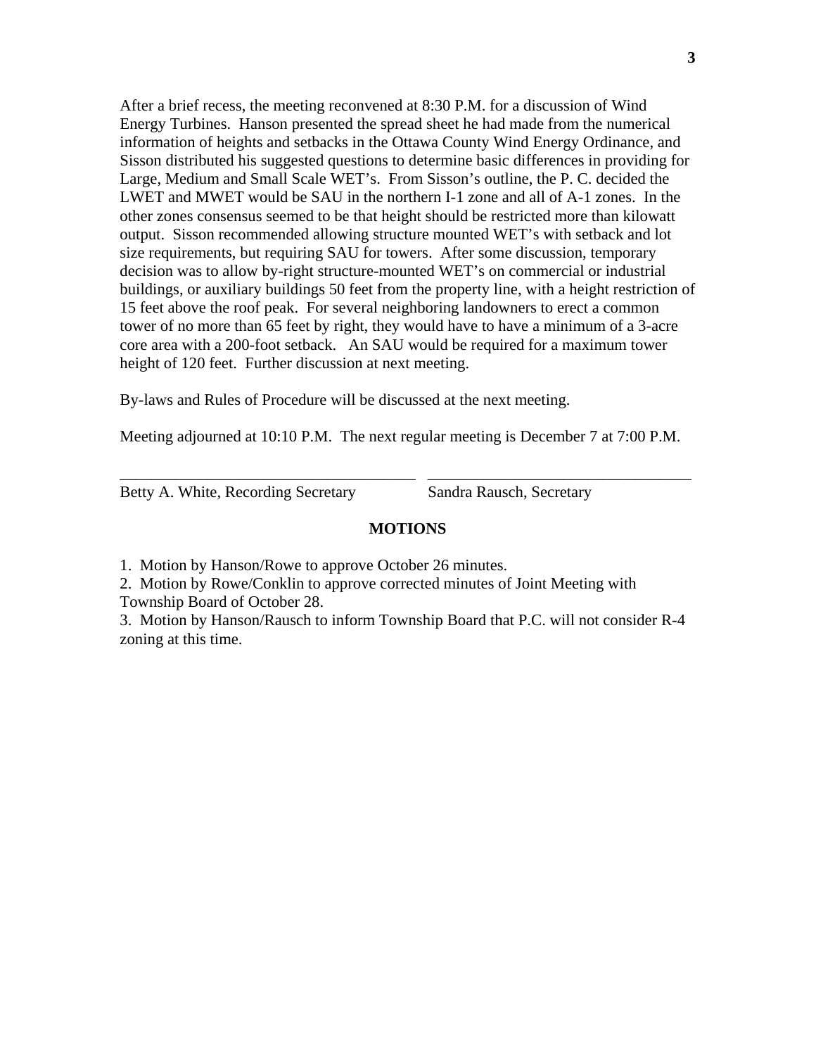After a brief recess, the meeting reconvened at 8:30 P.M. for a discussion of Wind Energy Turbines. Hanson presented the spread sheet he had made from the numerical information of heights and setbacks in the Ottawa County Wind Energy Ordinance, and Sisson distributed his suggested questions to determine basic differences in providing for Large, Medium and Small Scale WET's. From Sisson's outline, the P. C. decided the LWET and MWET would be SAU in the northern I-1 zone and all of A-1 zones. In the other zones consensus seemed to be that height should be restricted more than kilowatt output. Sisson recommended allowing structure mounted WET's with setback and lot size requirements, but requiring SAU for towers. After some discussion, temporary decision was to allow by-right structure-mounted WET's on commercial or industrial buildings, or auxiliary buildings 50 feet from the property line, with a height restriction of 15 feet above the roof peak. For several neighboring landowners to erect a common tower of no more than 65 feet by right, they would have to have a minimum of a 3-acre core area with a 200-foot setback. An SAU would be required for a maximum tower height of 120 feet. Further discussion at next meeting.

By-laws and Rules of Procedure will be discussed at the next meeting.

Meeting adjourned at 10:10 P.M. The next regular meeting is December 7 at 7:00 P.M.

_____________________________________ _________________________________

Betty A. White, Recording Secretary Sandra Rausch, Secretary

**MOTIONS**

1. Motion by Hanson/Rowe to approve October 26 minutes.
2. Motion by Rowe/Conklin to approve corrected minutes of Joint Meeting with Township Board of October 28.
3. Motion by Hanson/Rausch to inform Township Board that P.C. will not consider R-4 zoning at this time.